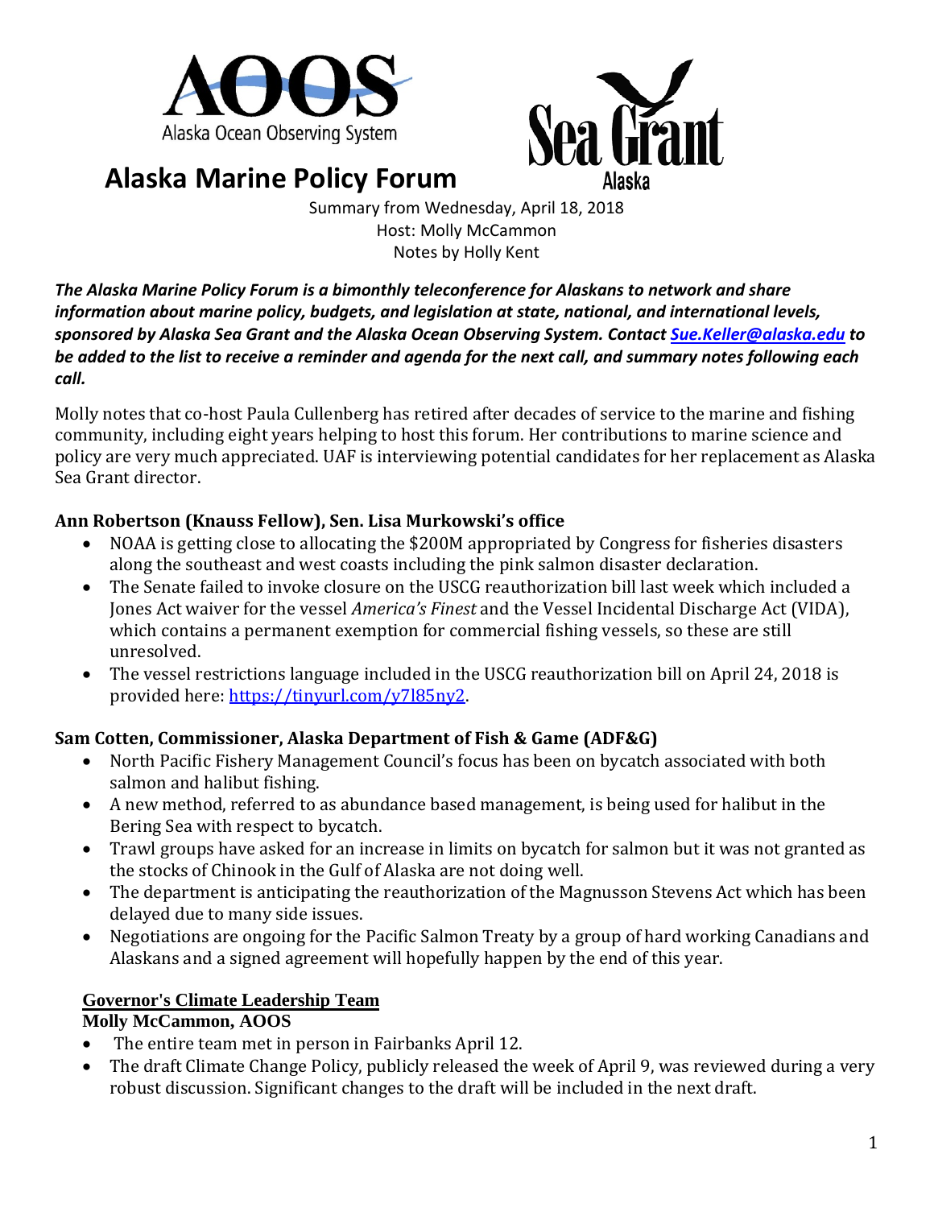# Alaska Marine Policy Forum

Summary from Wednesday, April 18, 2018
Host: Molly McCammon
Notes by Holly Kent

***The Alaska Marine Policy Forum is a bimonthly teleconference for Alaskans to network and share information about marine policy, budgets, and legislation at state, national, and international levels, sponsored by Alaska Sea Grant and the Alaska Ocean Observing System. Contact [Sue.Keller@alaska.edu](mailto:Sue.Keller@alaska.edu) to be added to the list to receive a reminder and agenda for the next call, and summary notes following each call.***

Molly notes that co-host Paula Cullenberg has retired after decades of service to the marine and fishing community, including eight years helping to host this forum. Her contributions to marine science and policy are very much appreciated. UAF is interviewing potential candidates for her replacement as Alaska Sea Grant director.

**Ann Robertson (Knauss Fellow), Sen. Lisa Murkowski's office**

- NOAA is getting close to allocating the $200M appropriated by Congress for fisheries disasters along the southeast and west coasts including the pink salmon disaster declaration.
- The Senate failed to invoke closure on the USCG reauthorization bill last week which included a Jones Act waiver for the vessel *America's Finest* and the Vessel Incidental Discharge Act (VIDA), which contains a permanent exemption for commercial fishing vessels, so these are still unresolved.
- The vessel restrictions language included in the USCG reauthorization bill on April 24, 2018 is provided here: [https://tinyurl.com/y7l85ny2](https://tinyurl.com/y7l85ny2).

**Sam Cotten, Commissioner, Alaska Department of Fish & Game (ADF&G)**

- North Pacific Fishery Management Council's focus has been on bycatch associated with both salmon and halibut fishing.
- A new method, referred to as abundance based management, is being used for halibut in the Bering Sea with respect to bycatch.
- Trawl groups have asked for an increase in limits on bycatch for salmon but it was not granted as the stocks of Chinook in the Gulf of Alaska are not doing well.
- The department is anticipating the reauthorization of the Magnusson Stevens Act which has been delayed due to many side issues.
- Negotiations are ongoing for the Pacific Salmon Treaty by a group of hard working Canadians and Alaskans and a signed agreement will hopefully happen by the end of this year.

<u>**Governor's Climate Leadership Team**</u>

**Molly McCammon, AOOS**

- The entire team met in person in Fairbanks April 12.
- The draft Climate Change Policy, publicly released the week of April 9, was reviewed during a very robust discussion. Significant changes to the draft will be included in the next draft.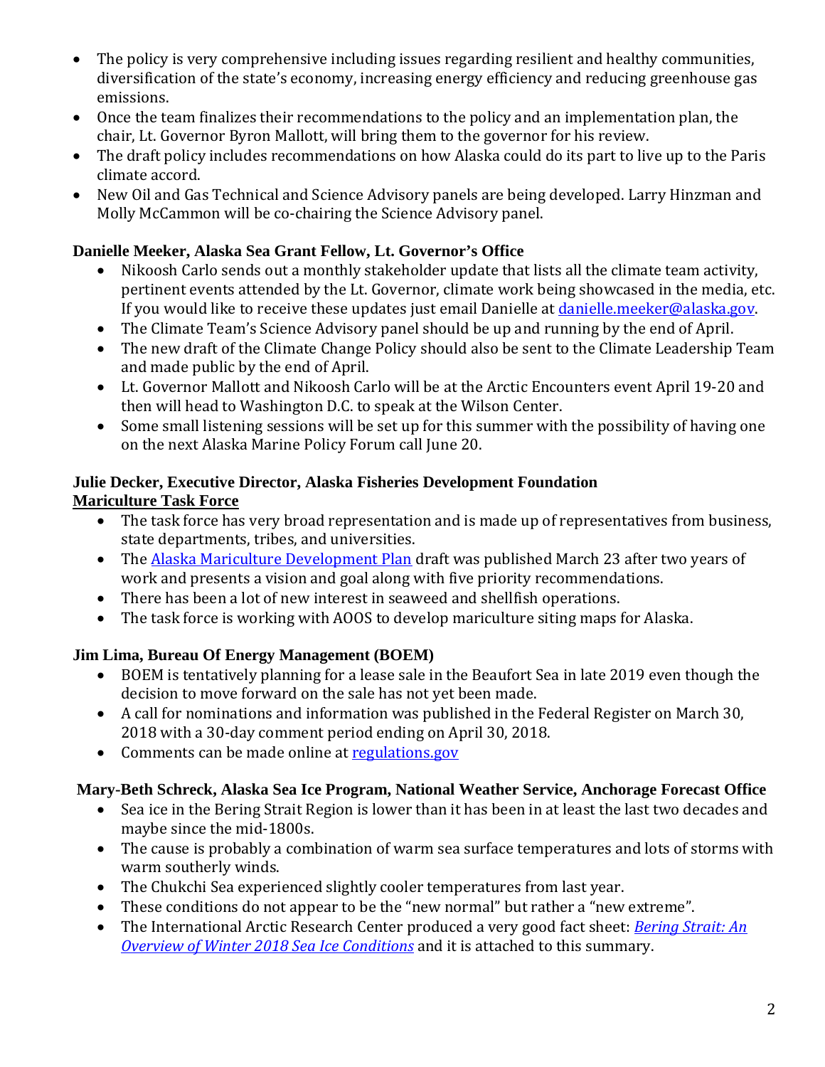- The policy is very comprehensive including issues regarding resilient and healthy communities, diversification of the state's economy, increasing energy efficiency and reducing greenhouse gas emissions.
- Once the team finalizes their recommendations to the policy and an implementation plan, the chair, Lt. Governor Byron Mallott, will bring them to the governor for his review.
- The draft policy includes recommendations on how Alaska could do its part to live up to the Paris climate accord.
- New Oil and Gas Technical and Science Advisory panels are being developed. Larry Hinzman and Molly McCammon will be co-chairing the Science Advisory panel.

**Danielle Meeker, Alaska Sea Grant Fellow, Lt. Governor's Office**

- Nikoosh Carlo sends out a monthly stakeholder update that lists all the climate team activity, pertinent events attended by the Lt. Governor, climate work being showcased in the media, etc. If you would like to receive these updates just email Danielle at danielle.meeker@alaska.gov.
- The Climate Team's Science Advisory panel should be up and running by the end of April.
- The new draft of the Climate Change Policy should also be sent to the Climate Leadership Team and made public by the end of April.
- Lt. Governor Mallott and Nikoosh Carlo will be at the Arctic Encounters event April 19-20 and then will head to Washington D.C. to speak at the Wilson Center.
- Some small listening sessions will be set up for this summer with the possibility of having one on the next Alaska Marine Policy Forum call June 20.

**Julie Decker, Executive Director, Alaska Fisheries Development Foundation**
**Mariculture Task Force**

- The task force has very broad representation and is made up of representatives from business, state departments, tribes, and universities.
- The Alaska Mariculture Development Plan draft was published March 23 after two years of work and presents a vision and goal along with five priority recommendations.
- There has been a lot of new interest in seaweed and shellfish operations.
- The task force is working with AOOS to develop mariculture siting maps for Alaska.

**Jim Lima, Bureau Of Energy Management (BOEM)**

- BOEM is tentatively planning for a lease sale in the Beaufort Sea in late 2019 even though the decision to move forward on the sale has not yet been made.
- A call for nominations and information was published in the Federal Register on March 30, 2018 with a 30-day comment period ending on April 30, 2018.
- Comments can be made online at regulations.gov

**Mary-Beth Schreck, Alaska Sea Ice Program, National Weather Service, Anchorage Forecast Office**

- Sea ice in the Bering Strait Region is lower than it has been in at least the last two decades and maybe since the mid-1800s.
- The cause is probably a combination of warm sea surface temperatures and lots of storms with warm southerly winds.
- The Chukchi Sea experienced slightly cooler temperatures from last year.
- These conditions do not appear to be the "new normal" but rather a "new extreme".
- The International Arctic Research Center produced a very good fact sheet: *Bering Strait: An Overview of Winter 2018 Sea Ice Conditions* and it is attached to this summary.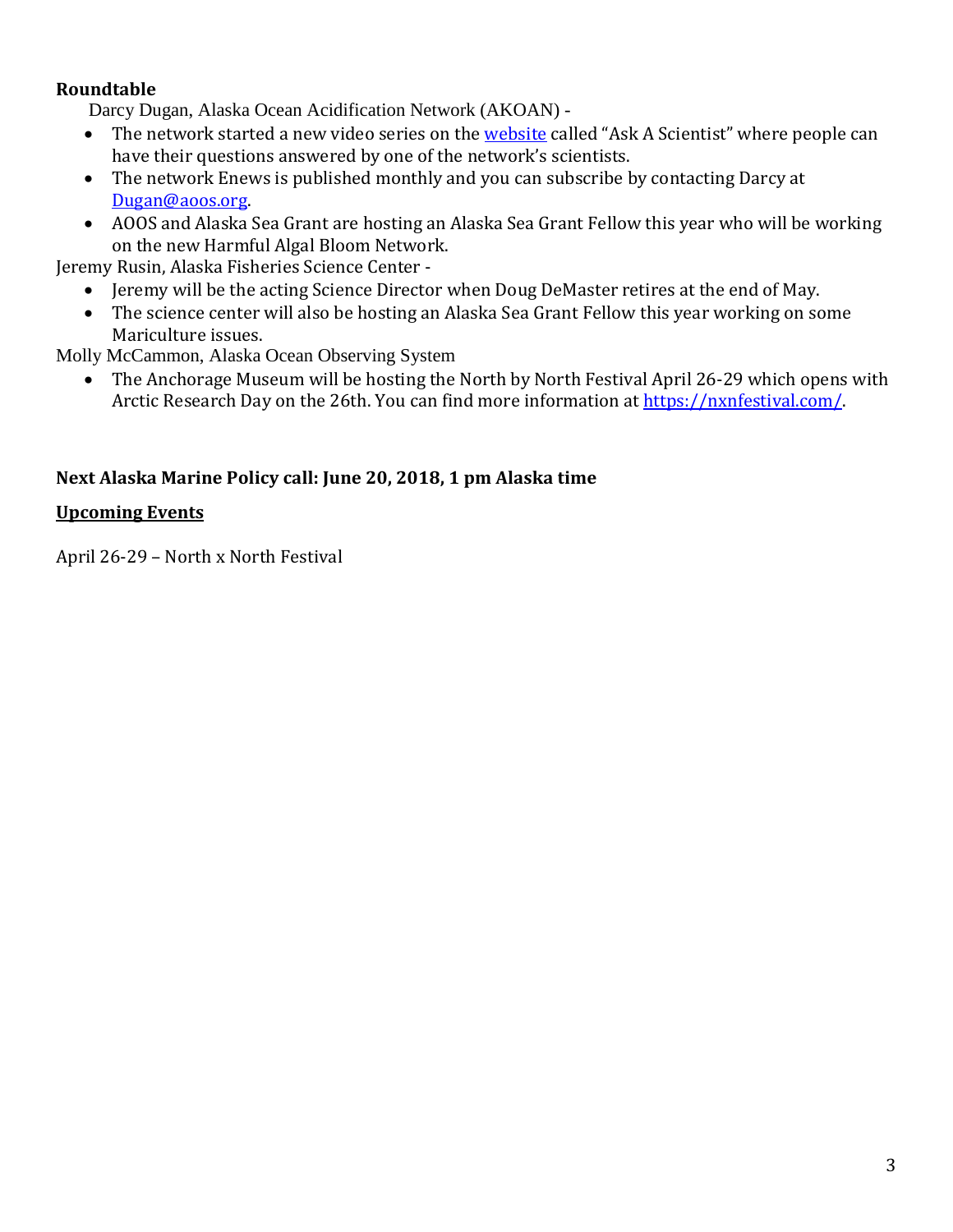**Roundtable**

Darcy Dugan, Alaska Ocean Acidification Network (AKOAN) -

- The network started a new video series on the website called "Ask A Scientist" where people can have their questions answered by one of the network's scientists.
- The network Enews is published monthly and you can subscribe by contacting Darcy at Dugan@aoos.org.
- AOOS and Alaska Sea Grant are hosting an Alaska Sea Grant Fellow this year who will be working on the new Harmful Algal Bloom Network.

Jeremy Rusin, Alaska Fisheries Science Center -

- Jeremy will be the acting Science Director when Doug DeMaster retires at the end of May.
- The science center will also be hosting an Alaska Sea Grant Fellow this year working on some Mariculture issues.

Molly McCammon, Alaska Ocean Observing System

- The Anchorage Museum will be hosting the North by North Festival April 26-29 which opens with Arctic Research Day on the 26th. You can find more information at https://nxnfestival.com/.

**Next Alaska Marine Policy call: June 20, 2018, 1 pm Alaska time**

**Upcoming Events**

April 26-29 – North x North Festival